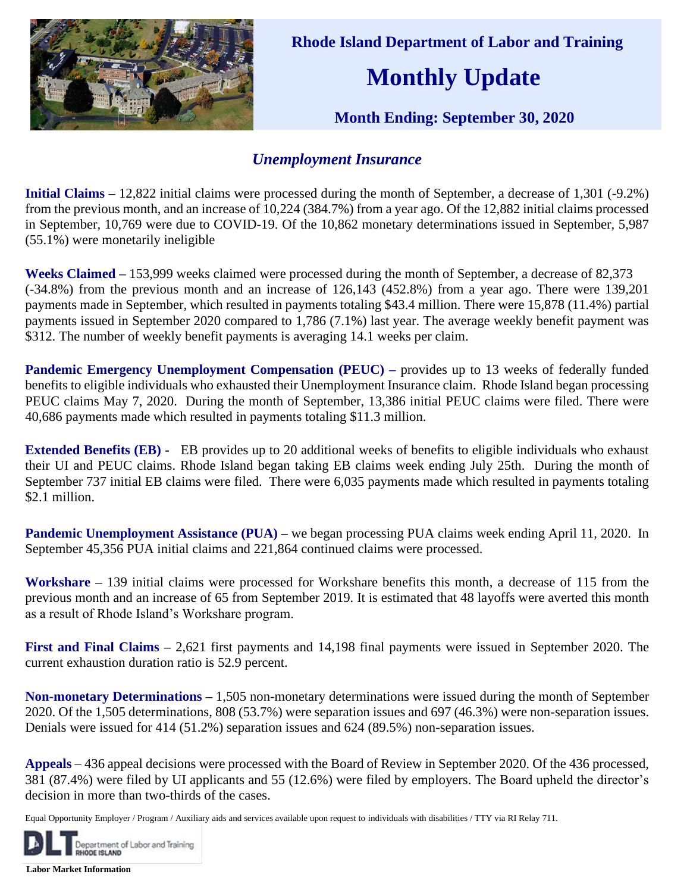# Rhode Island Department of Labor and Training

# Monthly Update

### Month Ending: September 30, 2020

## *Unemployment Insurance*

**Initial Claims** – 12,822 initial claims were processed during the month of September, a decrease of 1,301 (-9.2%) from the previous month, and an increase of 10,224 (384.7%) from a year ago. Of the 12,882 initial claims processed in September, 10,769 were due to COVID-19. Of the 10,862 monetary determinations issued in September, 5,987 (55.1%) were monetarily ineligible

**Weeks Claimed** – 153,999 weeks claimed were processed during the month of September, a decrease of 82,373 (-34.8%) from the previous month and an increase of 126,143 (452.8%) from a year ago. There were 139,201 payments made in September, which resulted in payments totaling $43.4 million. There were 15,878 (11.4%) partial payments issued in September 2020 compared to 1,786 (7.1%) last year. The average weekly benefit payment was $312. The number of weekly benefit payments is averaging 14.1 weeks per claim.

**Pandemic Emergency Unemployment Compensation (PEUC)** – provides up to 13 weeks of federally funded benefits to eligible individuals who exhausted their Unemployment Insurance claim. Rhode Island began processing PEUC claims May 7, 2020. During the month of September, 13,386 initial PEUC claims were filed. There were 40,686 payments made which resulted in payments totaling $11.3 million.

**Extended Benefits (EB) -** EB provides up to 20 additional weeks of benefits to eligible individuals who exhaust their UI and PEUC claims. Rhode Island began taking EB claims week ending July 25th. During the month of September 737 initial EB claims were filed. There were 6,035 payments made which resulted in payments totaling $2.1 million.

**Pandemic Unemployment Assistance (PUA)** – we began processing PUA claims week ending April 11, 2020. In September 45,356 PUA initial claims and 221,864 continued claims were processed.

**Workshare** – 139 initial claims were processed for Workshare benefits this month, a decrease of 115 from the previous month and an increase of 65 from September 2019. It is estimated that 48 layoffs were averted this month as a result of Rhode Island's Workshare program.

**First and Final Claims** – 2,621 first payments and 14,198 final payments were issued in September 2020. The current exhaustion duration ratio is 52.9 percent.

**Non-monetary Determinations** – 1,505 non-monetary determinations were issued during the month of September 2020. Of the 1,505 determinations, 808 (53.7%) were separation issues and 697 (46.3%) were non-separation issues. Denials were issued for 414 (51.2%) separation issues and 624 (89.5%) non-separation issues.

**Appeals** – 436 appeal decisions were processed with the Board of Review in September 2020. Of the 436 processed, 381 (87.4%) were filed by UI applicants and 55 (12.6%) were filed by employers. The Board upheld the director's decision in more than two-thirds of the cases.

Equal Opportunity Employer / Program / Auxiliary aids and services available upon request to individuals with disabilities / TTY via RI Relay 711.

DLT Department of Labor and Training RHODE ISLAND

**Labor Market Information**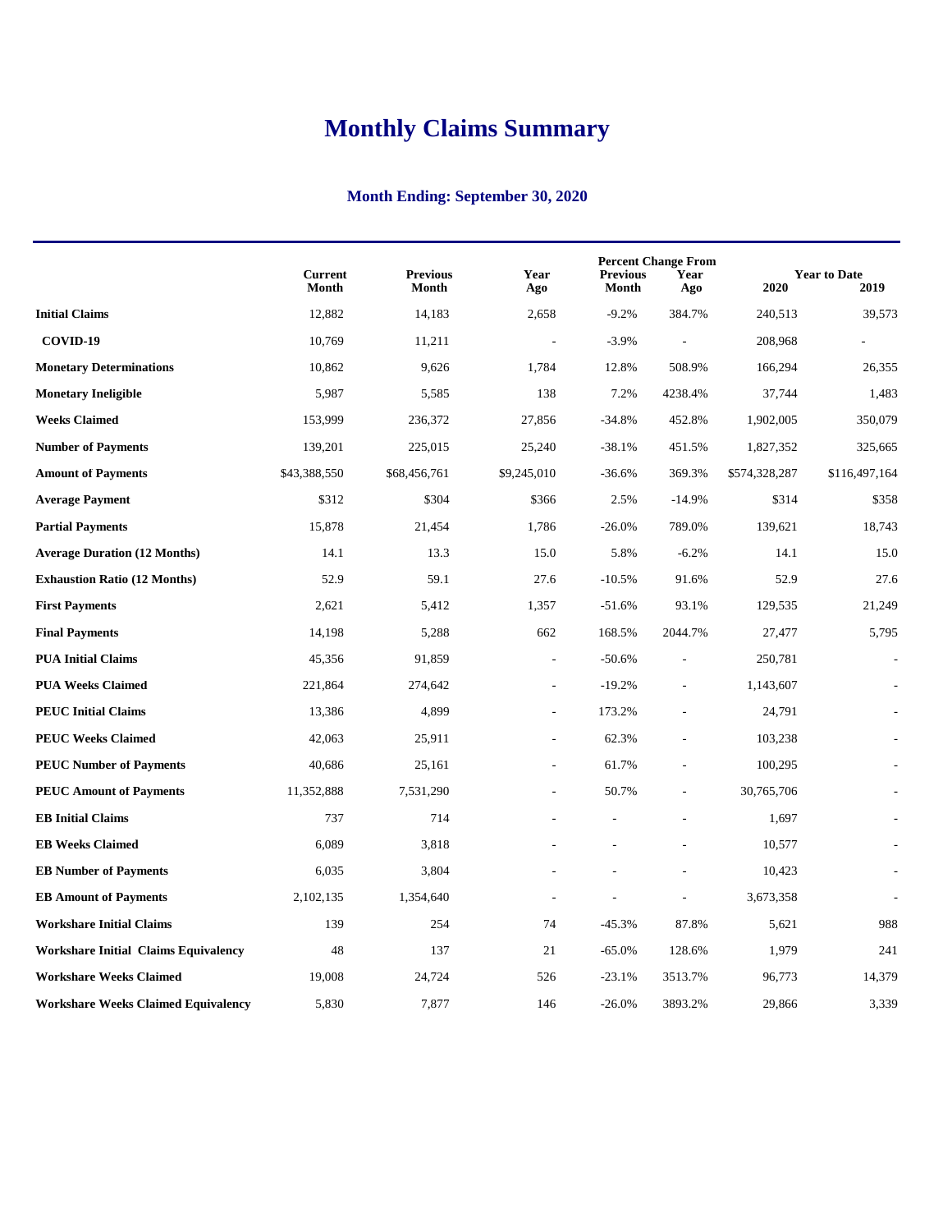# Monthly Claims Summary

## Month Ending: September 30, 2020

| | Current Month | Previous Month | Year Ago | Percent Change From Previous Month | Percent Change From Year Ago | Year to Date 2020 | Year to Date 2019 |
|---|---|---|---|---|---|---|---|
| **Initial Claims** | 12,882 | 14,183 | 2,658 | -9.2% | 384.7% | 240,513 | 39,573 |
| **COVID-19** | 10,769 | 11,211 | - | -3.9% | - | 208,968 | - |
| **Monetary Determinations** | 10,862 | 9,626 | 1,784 | 12.8% | 508.9% | 166,294 | 26,355 |
| **Monetary Ineligible** | 5,987 | 5,585 | 138 | 7.2% | 4238.4% | 37,744 | 1,483 |
| **Weeks Claimed** | 153,999 | 236,372 | 27,856 | -34.8% | 452.8% | 1,902,005 | 350,079 |
| **Number of Payments** | 139,201 | 225,015 | 25,240 | -38.1% | 451.5% | 1,827,352 | 325,665 |
| **Amount of Payments** | $43,388,550 | $68,456,761 | $9,245,010 | -36.6% | 369.3% | $574,328,287 | $116,497,164 |
| **Average Payment** | $312 | $304 | $366 | 2.5% | -14.9% | $314 | $358 |
| **Partial Payments** | 15,878 | 21,454 | 1,786 | -26.0% | 789.0% | 139,621 | 18,743 |
| **Average Duration (12 Months)** | 14.1 | 13.3 | 15.0 | 5.8% | -6.2% | 14.1 | 15.0 |
| **Exhaustion Ratio (12 Months)** | 52.9 | 59.1 | 27.6 | -10.5% | 91.6% | 52.9 | 27.6 |
| **First Payments** | 2,621 | 5,412 | 1,357 | -51.6% | 93.1% | 129,535 | 21,249 |
| **Final Payments** | 14,198 | 5,288 | 662 | 168.5% | 2044.7% | 27,477 | 5,795 |
| **PUA Initial Claims** | 45,356 | 91,859 | - | -50.6% | - | 250,781 | - |
| **PUA Weeks Claimed** | 221,864 | 274,642 | - | -19.2% | - | 1,143,607 | - |
| **PEUC Initial Claims** | 13,386 | 4,899 | - | 173.2% | - | 24,791 | - |
| **PEUC Weeks Claimed** | 42,063 | 25,911 | - | 62.3% | - | 103,238 | - |
| **PEUC Number of Payments** | 40,686 | 25,161 | - | 61.7% | - | 100,295 | - |
| **PEUC Amount of Payments** | 11,352,888 | 7,531,290 | - | 50.7% | - | 30,765,706 | - |
| **EB Initial Claims** | 737 | 714 | - | - | - | 1,697 | - |
| **EB Weeks Claimed** | 6,089 | 3,818 | - | - | - | 10,577 | - |
| **EB Number of Payments** | 6,035 | 3,804 | - | - | - | 10,423 | - |
| **EB Amount of Payments** | 2,102,135 | 1,354,640 | - | - | - | 3,673,358 | - |
| **Workshare Initial Claims** | 139 | 254 | 74 | -45.3% | 87.8% | 5,621 | 988 |
| **Workshare Initial Claims Equivalency** | 48 | 137 | 21 | -65.0% | 128.6% | 1,979 | 241 |
| **Workshare Weeks Claimed** | 19,008 | 24,724 | 526 | -23.1% | 3513.7% | 96,773 | 14,379 |
| **Workshare Weeks Claimed Equivalency** | 5,830 | 7,877 | 146 | -26.0% | 3893.2% | 29,866 | 3,339 |